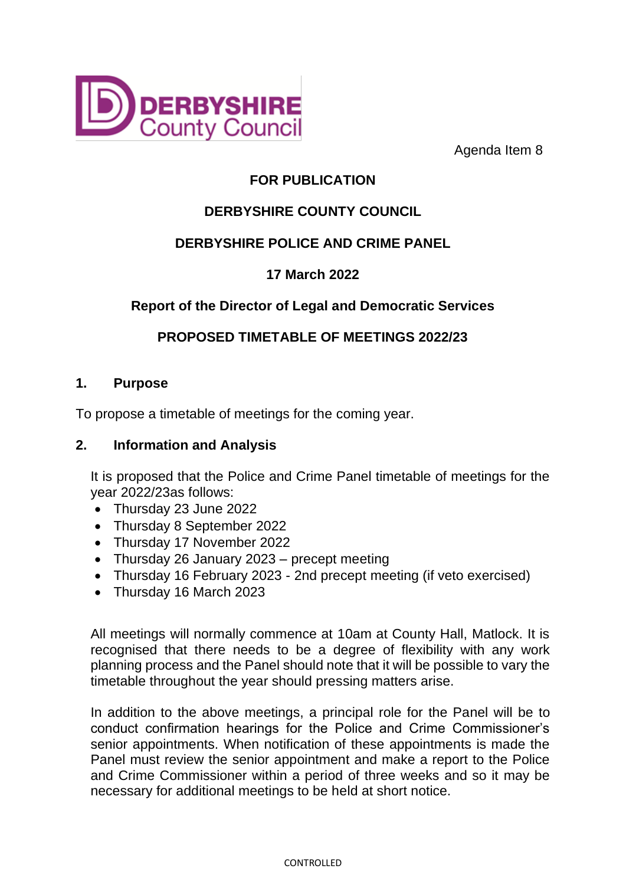Agenda Item 8

**FOR PUBLICATION**

**DERBYSHIRE COUNTY COUNCIL**

**DERBYSHIRE POLICE AND CRIME PANEL**

**17 March 2022**

**Report of the Director of Legal and Democratic Services**

**PROPOSED TIMETABLE OF MEETINGS 2022/23**

## 1. Purpose

To propose a timetable of meetings for the coming year.

## 2. Information and Analysis

It is proposed that the Police and Crime Panel timetable of meetings for the year 2022/23as follows:

- Thursday 23 June 2022
- Thursday 8 September 2022
- Thursday 17 November 2022
- Thursday 26 January 2023 – precept meeting
- Thursday 16 February 2023 - 2nd precept meeting (if veto exercised)
- Thursday 16 March 2023

All meetings will normally commence at 10am at County Hall, Matlock. It is recognised that there needs to be a degree of flexibility with any work planning process and the Panel should note that it will be possible to vary the timetable throughout the year should pressing matters arise.

In addition to the above meetings, a principal role for the Panel will be to conduct confirmation hearings for the Police and Crime Commissioner's senior appointments. When notification of these appointments is made the Panel must review the senior appointment and make a report to the Police and Crime Commissioner within a period of three weeks and so it may be necessary for additional meetings to be held at short notice.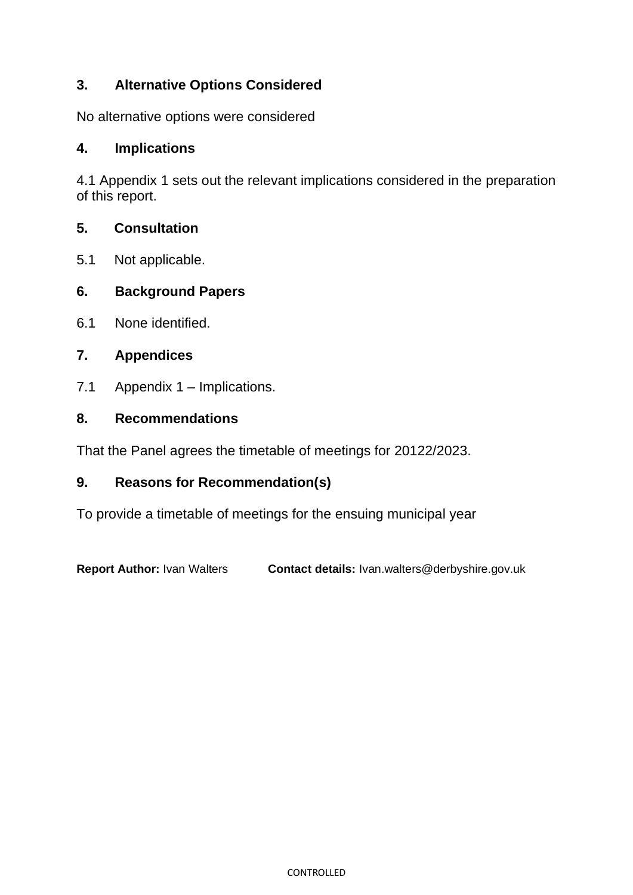## 3. Alternative Options Considered

No alternative options were considered

## 4. Implications

4.1 Appendix 1 sets out the relevant implications considered in the preparation of this report.

## 5. Consultation

5.1 Not applicable.

## 6. Background Papers

6.1 None identified.

## 7. Appendices

7.1 Appendix 1 – Implications.

## 8. Recommendations

That the Panel agrees the timetable of meetings for 20122/2023.

## 9. Reasons for Recommendation(s)

To provide a timetable of meetings for the ensuing municipal year

**Report Author:** Ivan Walters **Contact details:** Ivan.walters@derbyshire.gov.uk

CONTROLLED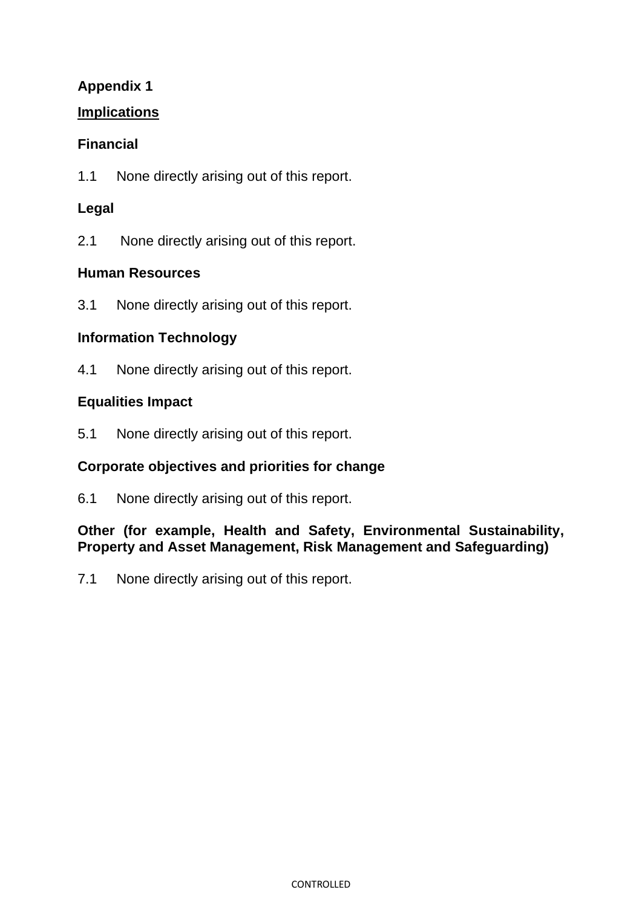**Appendix 1**

**Implications**

**Financial**

1.1 None directly arising out of this report.

**Legal**

2.1 None directly arising out of this report.

**Human Resources**

3.1 None directly arising out of this report.

**Information Technology**

4.1 None directly arising out of this report.

**Equalities Impact**

5.1 None directly arising out of this report.

**Corporate objectives and priorities for change**

6.1 None directly arising out of this report.

**Other (for example, Health and Safety, Environmental Sustainability, Property and Asset Management, Risk Management and Safeguarding)**

7.1 None directly arising out of this report.